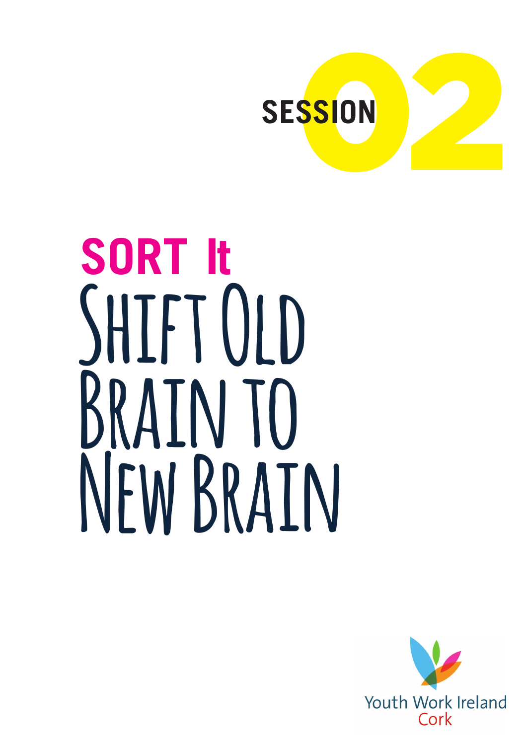SESSION **02**

# SORT It

# Shift Old Brain to New Brain

Youth Work Ireland
Cork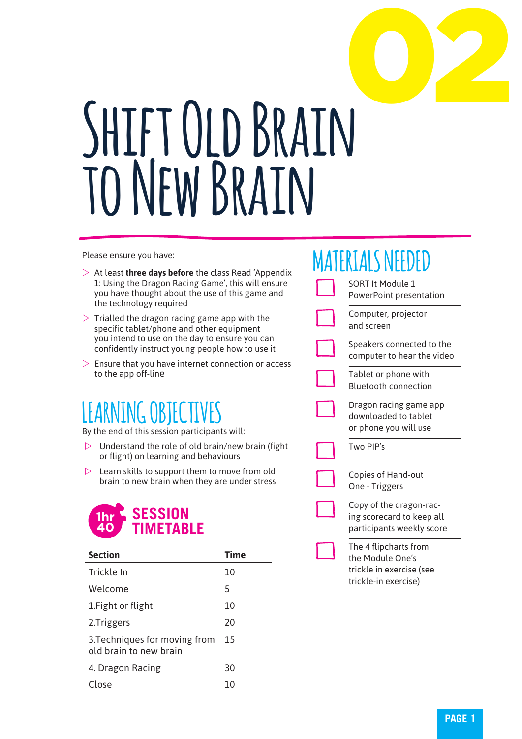# 02

# Shift Old Brain to New Brain

Please ensure you have:

- At least **three days before** the class Read 'Appendix 1: Using the Dragon Racing Game', this will ensure you have thought about the use of this game and the technology required
- Trialled the dragon racing game app with the specific tablet/phone and other equipment you intend to use on the day to ensure you can confidently instruct young people how to use it
- Ensure that you have internet connection or access to the app off-line

## Learning Objectives

By the end of this session participants will:

- Understand the role of old brain/new brain (fight or flight) on learning and behaviours
- Learn skills to support them to move from old brain to new brain when they are under stress

## 1hr 40 Session Timetable

| Section | Time |
|---|---|
| Trickle In | 10 |
| Welcome | 5 |
| 1.Fight or flight | 10 |
| 2.Triggers | 20 |
| 3.Techniques for moving from old brain to new brain | 15 |
| 4. Dragon Racing | 30 |
| Close | 10 |

## Materials Needed

- [ ] SORT It Module 1 PowerPoint presentation
- [ ] Computer, projector and screen
- [ ] Speakers connected to the computer to hear the video
- [ ] Tablet or phone with Bluetooth connection
- [ ] Dragon racing game app downloaded to tablet or phone you will use
- [ ] Two PIP's
- [ ] Copies of Hand-out One - Triggers
- [ ] Copy of the dragon-racing scorecard to keep all participants weekly score
- [ ] The 4 flipcharts from the Module One's trickle in exercise (see trickle-in exercise)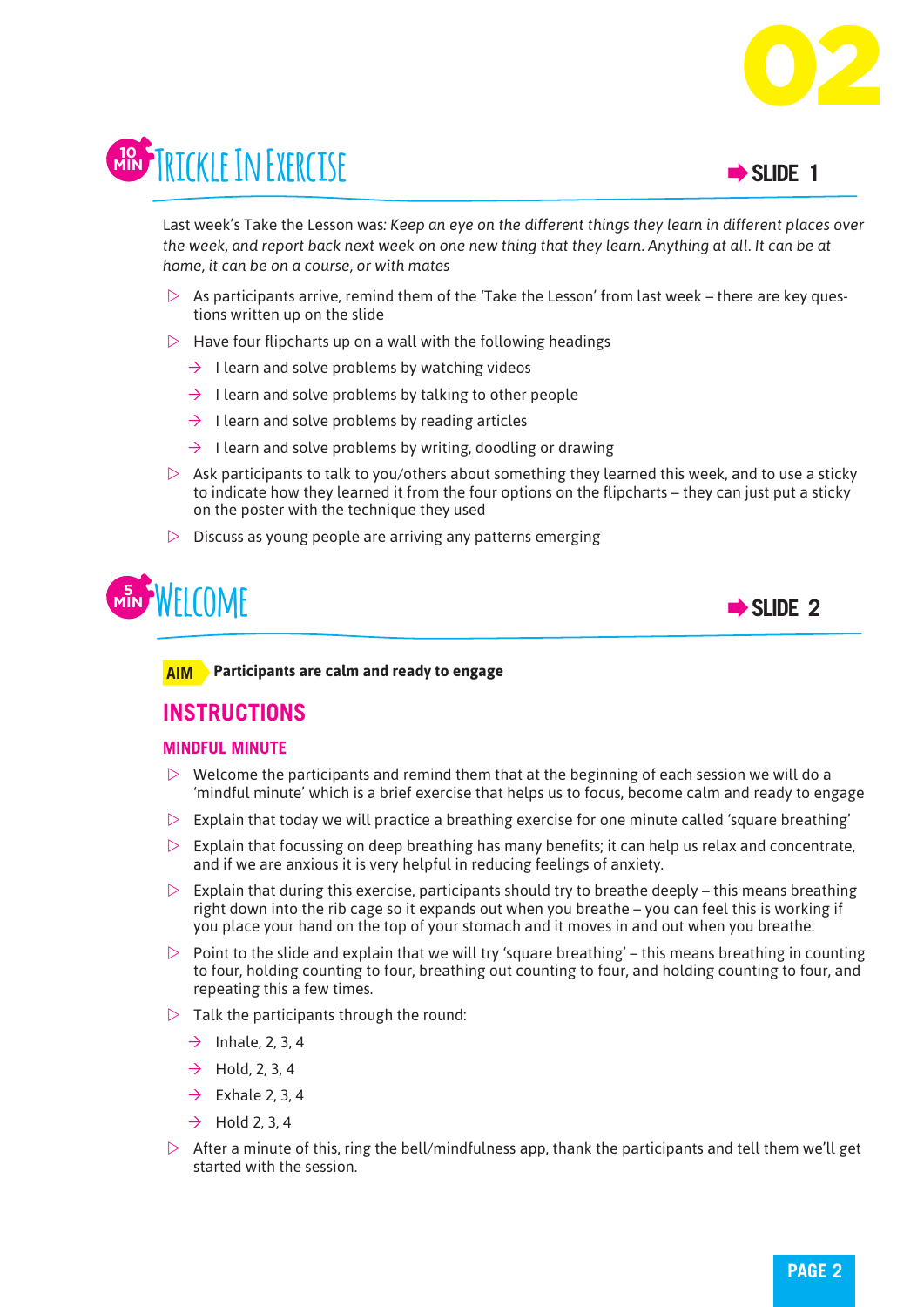# 02

## 10 MIN Trickle In Exercise

➡ SLIDE 1

Last week's Take the Lesson was: *Keep an eye on the different things they learn in different places over the week, and report back next week on one new thing that they learn. Anything at all. It can be at home, it can be on a course, or with mates*

- As participants arrive, remind them of the 'Take the Lesson' from last week – there are key questions written up on the slide
- Have four flipcharts up on a wall with the following headings
  - I learn and solve problems by watching videos
  - I learn and solve problems by talking to other people
  - I learn and solve problems by reading articles
  - I learn and solve problems by writing, doodling or drawing
- Ask participants to talk to you/others about something they learned this week, and to use a sticky to indicate how they learned it from the four options on the flipcharts – they can just put a sticky on the poster with the technique they used
- Discuss as young people are arriving any patterns emerging

## 5 MIN Welcome

➡ SLIDE 2

**AIM** **Participants are calm and ready to engage**

### INSTRUCTIONS

#### MINDFUL MINUTE

- Welcome the participants and remind them that at the beginning of each session we will do a 'mindful minute' which is a brief exercise that helps us to focus, become calm and ready to engage
- Explain that today we will practice a breathing exercise for one minute called 'square breathing'
- Explain that focussing on deep breathing has many benefits; it can help us relax and concentrate, and if we are anxious it is very helpful in reducing feelings of anxiety.
- Explain that during this exercise, participants should try to breathe deeply – this means breathing right down into the rib cage so it expands out when you breathe – you can feel this is working if you place your hand on the top of your stomach and it moves in and out when you breathe.
- Point to the slide and explain that we will try 'square breathing' – this means breathing in counting to four, holding counting to four, breathing out counting to four, and holding counting to four, and repeating this a few times.
- Talk the participants through the round:
  - Inhale, 2, 3, 4
  - Hold, 2, 3, 4
  - Exhale 2, 3, 4
  - Hold 2, 3, 4
- After a minute of this, ring the bell/mindfulness app, thank the participants and tell them we'll get started with the session.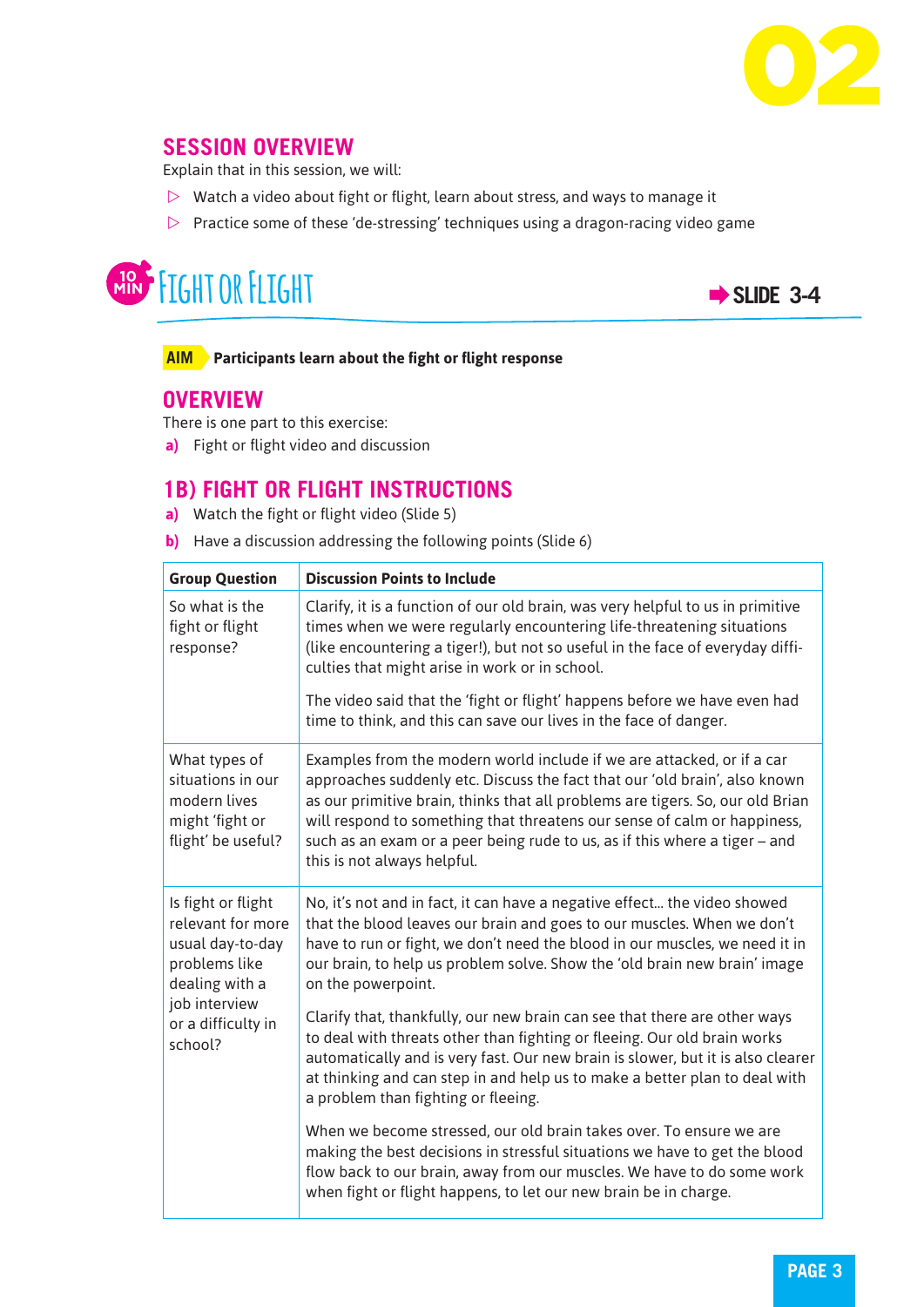# 02

## SESSION OVERVIEW

Explain that in this session, we will:

- ▷ Watch a video about fight or flight, learn about stress, and ways to manage it
- ▷ Practice some of these 'de-stressing' techniques using a dragon-racing video game

## 10 MIN FIGHT OR FLIGHT

➡ **SLIDE 3-4**

**AIM** **Participants learn about the fight or flight response**

### OVERVIEW

There is one part to this exercise:

**a)** Fight or flight video and discussion

### 1B) FIGHT OR FLIGHT INSTRUCTIONS

**a)** Watch the fight or flight video (Slide 5)

**b)** Have a discussion addressing the following points (Slide 6)

| Group Question | Discussion Points to Include |
|---|---|
| So what is the fight or flight response? | Clarify, it is a function of our old brain, was very helpful to us in primitive times when we were regularly encountering life-threatening situations (like encountering a tiger!), but not so useful in the face of everyday difficulties that might arise in work or in school.<br><br>The video said that the 'fight or flight' happens before we have even had time to think, and this can save our lives in the face of danger. |
| What types of situations in our modern lives might 'fight or flight' be useful? | Examples from the modern world include if we are attacked, or if a car approaches suddenly etc. Discuss the fact that our 'old brain', also known as our primitive brain, thinks that all problems are tigers. So, our old Brian will respond to something that threatens our sense of calm or happiness, such as an exam or a peer being rude to us, as if this where a tiger – and this is not always helpful. |
| Is fight or flight relevant for more usual day-to-day problems like dealing with a job interview or a difficulty in school? | No, it's not and in fact, it can have a negative effect... the video showed that the blood leaves our brain and goes to our muscles. When we don't have to run or fight, we don't need the blood in our muscles, we need it in our brain, to help us problem solve. Show the 'old brain new brain' image on the powerpoint.<br><br>Clarify that, thankfully, our new brain can see that there are other ways to deal with threats other than fighting or fleeing. Our old brain works automatically and is very fast. Our new brain is slower, but it is also clearer at thinking and can step in and help us to make a better plan to deal with a problem than fighting or fleeing.<br><br>When we become stressed, our old brain takes over. To ensure we are making the best decisions in stressful situations we have to get the blood flow back to our brain, away from our muscles. We have to do some work when fight or flight happens, to let our new brain be in charge. |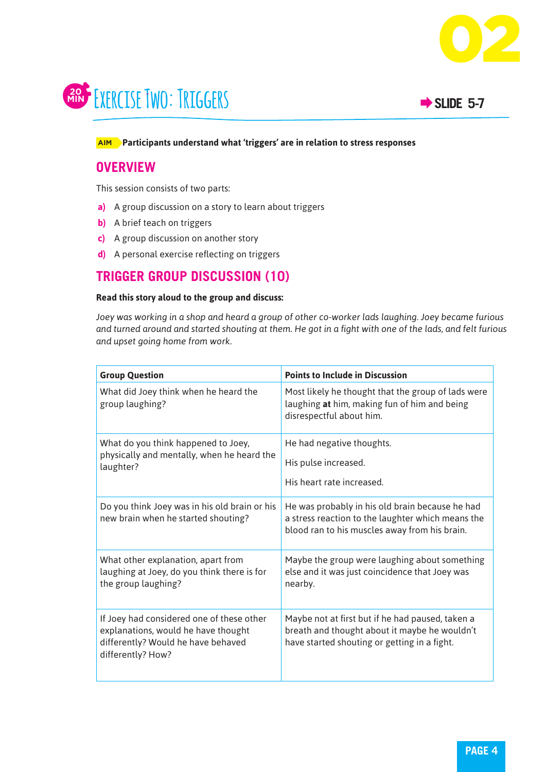02

20 MIN

# Exercise Two: Triggers

➡ SLIDE 5-7

**AIM** **Participants understand what 'triggers' are in relation to stress responses**

## OVERVIEW

This session consists of two parts:

- **a)** A group discussion on a story to learn about triggers
- **b)** A brief teach on triggers
- **c)** A group discussion on another story
- **d)** A personal exercise reflecting on triggers

## TRIGGER GROUP DISCUSSION (10)

**Read this story aloud to the group and discuss:**

*Joey was working in a shop and heard a group of other co-worker lads laughing. Joey became furious and turned around and started shouting at them. He got in a fight with one of the lads, and felt furious and upset going home from work.*

| Group Question | Points to Include in Discussion |
|---|---|
| What did Joey think when he heard the group laughing? | Most likely he thought that the group of lads were laughing **at** him, making fun of him and being disrespectful about him. |
| What do you think happened to Joey, physically and mentally, when he heard the laughter? | He had negative thoughts.<br><br>His pulse increased.<br><br>His heart rate increased. |
| Do you think Joey was in his old brain or his new brain when he started shouting? | He was probably in his old brain because he had a stress reaction to the laughter which means the blood ran to his muscles away from his brain. |
| What other explanation, apart from laughing at Joey, do you think there is for the group laughing? | Maybe the group were laughing about something else and it was just coincidence that Joey was nearby. |
| If Joey had considered one of these other explanations, would he have thought differently? Would he have behaved differently? How? | Maybe not at first but if he had paused, taken a breath and thought about it maybe he wouldn't have started shouting or getting in a fight. |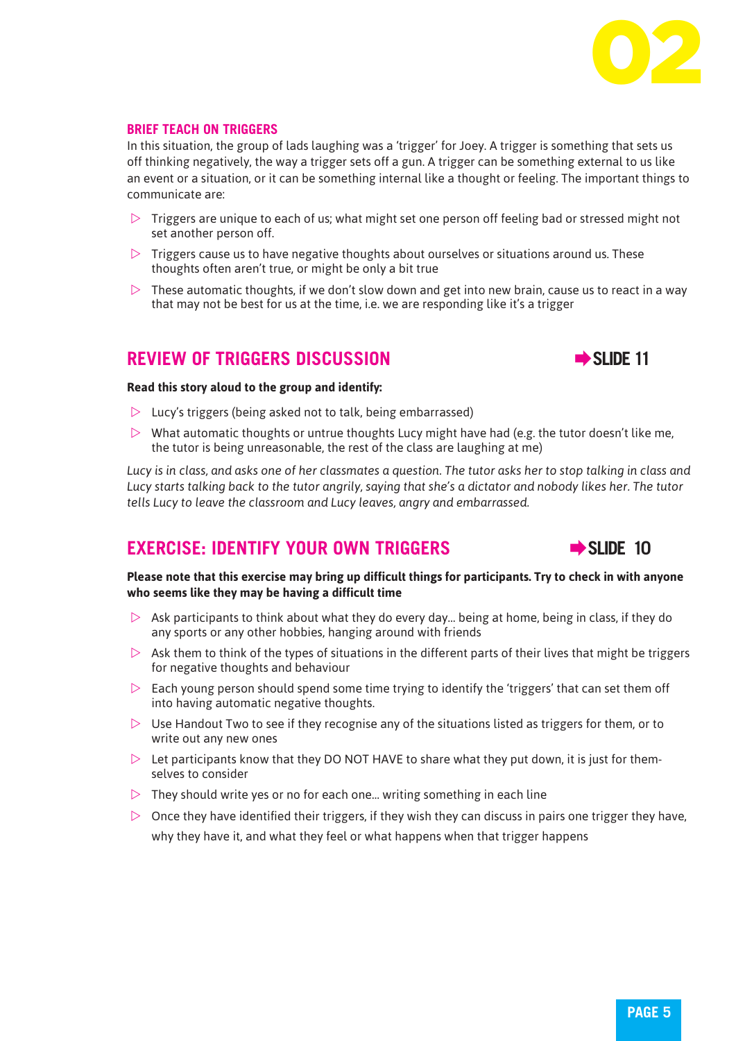### BRIEF TEACH ON TRIGGERS

In this situation, the group of lads laughing was a 'trigger' for Joey. A trigger is something that sets us off thinking negatively, the way a trigger sets off a gun. A trigger can be something external to us like an event or a situation, or it can be something internal like a thought or feeling. The important things to communicate are:

- Triggers are unique to each of us; what might set one person off feeling bad or stressed might not set another person off.
- Triggers cause us to have negative thoughts about ourselves or situations around us. These thoughts often aren't true, or might be only a bit true
- These automatic thoughts, if we don't slow down and get into new brain, cause us to react in a way that may not be best for us at the time, i.e. we are responding like it's a trigger

## REVIEW OF TRIGGERS DISCUSSION ➡ SLIDE 11

**Read this story aloud to the group and identify:**

- Lucy's triggers (being asked not to talk, being embarrassed)
- What automatic thoughts or untrue thoughts Lucy might have had (e.g. the tutor doesn't like me, the tutor is being unreasonable, the rest of the class are laughing at me)

*Lucy is in class, and asks one of her classmates a question. The tutor asks her to stop talking in class and Lucy starts talking back to the tutor angrily, saying that she's a dictator and nobody likes her. The tutor tells Lucy to leave the classroom and Lucy leaves, angry and embarrassed.*

## EXERCISE: IDENTIFY YOUR OWN TRIGGERS ➡ SLIDE 10

**Please note that this exercise may bring up difficult things for participants. Try to check in with anyone who seems like they may be having a difficult time**

- Ask participants to think about what they do every day... being at home, being in class, if they do any sports or any other hobbies, hanging around with friends
- Ask them to think of the types of situations in the different parts of their lives that might be triggers for negative thoughts and behaviour
- Each young person should spend some time trying to identify the 'triggers' that can set them off into having automatic negative thoughts.
- Use Handout Two to see if they recognise any of the situations listed as triggers for them, or to write out any new ones
- Let participants know that they DO NOT HAVE to share what they put down, it is just for themselves to consider
- They should write yes or no for each one... writing something in each line
- Once they have identified their triggers, if they wish they can discuss in pairs one trigger they have, why they have it, and what they feel or what happens when that trigger happens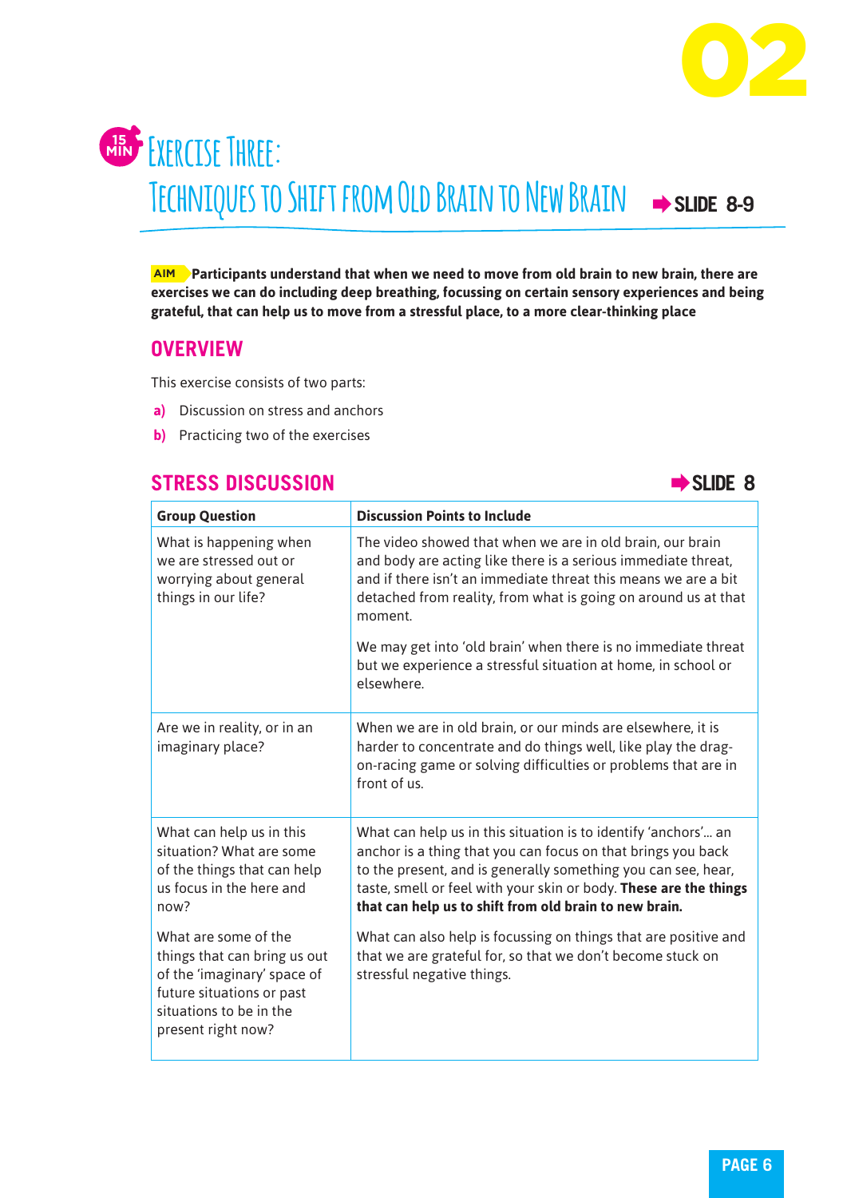02

15 MIN

# Exercise Three: Techniques to Shift from Old Brain to New Brain

➡ SLIDE 8-9

**AIM** **Participants understand that when we need to move from old brain to new brain, there are exercises we can do including deep breathing, focussing on certain sensory experiences and being grateful, that can help us to move from a stressful place, to a more clear-thinking place**

## OVERVIEW

This exercise consists of two parts:

a) Discussion on stress and anchors
b) Practicing two of the exercises

## STRESS DISCUSSION

➡ SLIDE 8

| Group Question | Discussion Points to Include |
|---|---|
| What is happening when we are stressed out or worrying about general things in our life? | The video showed that when we are in old brain, our brain and body are acting like there is a serious immediate threat, and if there isn't an immediate threat this means we are a bit detached from reality, from what is going on around us at that moment.<br><br>We may get into 'old brain' when there is no immediate threat but we experience a stressful situation at home, in school or elsewhere. |
| Are we in reality, or in an imaginary place? | When we are in old brain, or our minds are elsewhere, it is harder to concentrate and do things well, like play the drag-on-racing game or solving difficulties or problems that are in front of us. |
| What can help us in this situation? What are some of the things that can help us focus in the here and now?<br><br>What are some of the things that can bring us out of the 'imaginary' space of future situations or past situations to be in the present right now? | What can help us in this situation is to identify 'anchors'… an anchor is a thing that you can focus on that brings you back to the present, and is generally something you can see, hear, taste, smell or feel with your skin or body. **These are the things that can help us to shift from old brain to new brain.**<br><br>What can also help is focussing on things that are positive and that we are grateful for, so that we don't become stuck on stressful negative things. |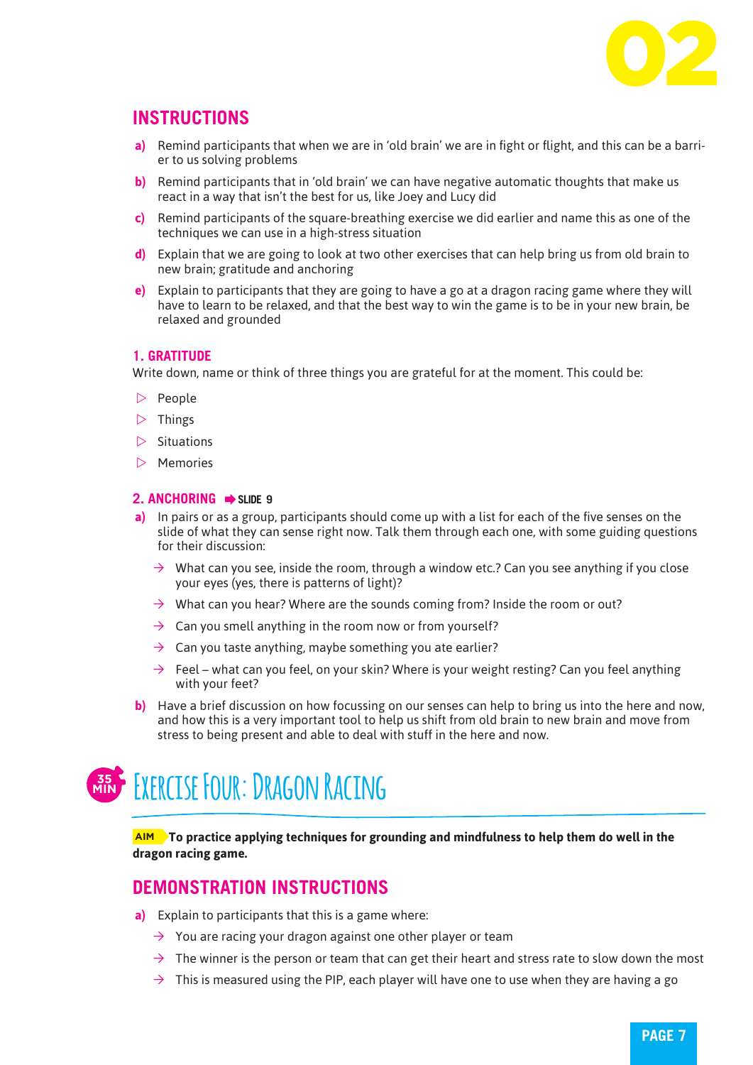## INSTRUCTIONS

**a)** Remind participants that when we are in 'old brain' we are in fight or flight, and this can be a barrier to us solving problems

**b)** Remind participants that in 'old brain' we can have negative automatic thoughts that make us react in a way that isn't the best for us, like Joey and Lucy did

**c)** Remind participants of the square-breathing exercise we did earlier and name this as one of the techniques we can use in a high-stress situation

**d)** Explain that we are going to look at two other exercises that can help bring us from old brain to new brain; gratitude and anchoring

**e)** Explain to participants that they are going to have a go at a dragon racing game where they will have to learn to be relaxed, and that the best way to win the game is to be in your new brain, be relaxed and grounded

### 1. GRATITUDE

Write down, name or think of three things you are grateful for at the moment. This could be:

- People
- Things
- Situations
- Memories

### 2. ANCHORING ➡ SLIDE 9

**a)** In pairs or as a group, participants should come up with a list for each of the five senses on the slide of what they can sense right now. Talk them through each one, with some guiding questions for their discussion:

- What can you see, inside the room, through a window etc.? Can you see anything if you close your eyes (yes, there is patterns of light)?
- What can you hear? Where are the sounds coming from? Inside the room or out?
- Can you smell anything in the room now or from yourself?
- Can you taste anything, maybe something you ate earlier?
- Feel – what can you feel, on your skin? Where is your weight resting? Can you feel anything with your feet?

**b)** Have a brief discussion on how focussing on our senses can help to bring us into the here and now, and how this is a very important tool to help us shift from old brain to new brain and move from stress to being present and able to deal with stuff in the here and now.

# 35 MIN Exercise Four: Dragon Racing

**AIM** **To practice applying techniques for grounding and mindfulness to help them do well in the dragon racing game.**

## DEMONSTRATION INSTRUCTIONS

**a)** Explain to participants that this is a game where:

- You are racing your dragon against one other player or team
- The winner is the person or team that can get their heart and stress rate to slow down the most
- This is measured using the PIP, each player will have one to use when they are having a go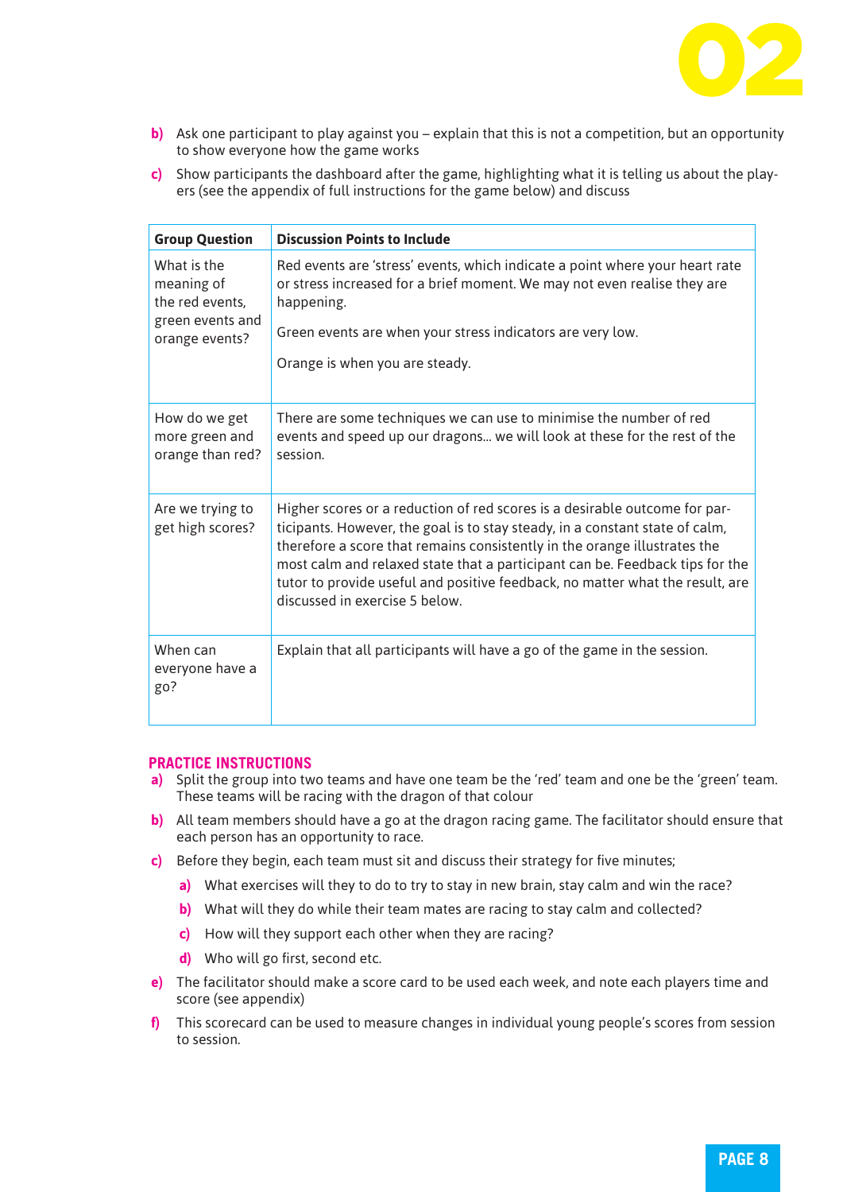b) Ask one participant to play against you – explain that this is not a competition, but an opportunity to show everyone how the game works

c) Show participants the dashboard after the game, highlighting what it is telling us about the players (see the appendix of full instructions for the game below) and discuss

| Group Question | Discussion Points to Include |
|---|---|
| What is the meaning of the red events, green events and orange events? | Red events are 'stress' events, which indicate a point where your heart rate or stress increased for a brief moment. We may not even realise they are happening.<br><br>Green events are when your stress indicators are very low.<br><br>Orange is when you are steady. |
| How do we get more green and orange than red? | There are some techniques we can use to minimise the number of red events and speed up our dragons... we will look at these for the rest of the session. |
| Are we trying to get high scores? | Higher scores or a reduction of red scores is a desirable outcome for participants. However, the goal is to stay steady, in a constant state of calm, therefore a score that remains consistently in the orange illustrates the most calm and relaxed state that a participant can be. Feedback tips for the tutor to provide useful and positive feedback, no matter what the result, are discussed in exercise 5 below. |
| When can everyone have a go? | Explain that all participants will have a go of the game in the session. |

## PRACTICE INSTRUCTIONS

a) Split the group into two teams and have one team be the 'red' team and one be the 'green' team. These teams will be racing with the dragon of that colour

b) All team members should have a go at the dragon racing game. The facilitator should ensure that each person has an opportunity to race.

c) Before they begin, each team must sit and discuss their strategy for five minutes;

   a) What exercises will they to do to try to stay in new brain, stay calm and win the race?

   b) What will they do while their team mates are racing to stay calm and collected?

   c) How will they support each other when they are racing?

   d) Who will go first, second etc.

e) The facilitator should make a score card to be used each week, and note each players time and score (see appendix)

f) This scorecard can be used to measure changes in individual young people's scores from session to session.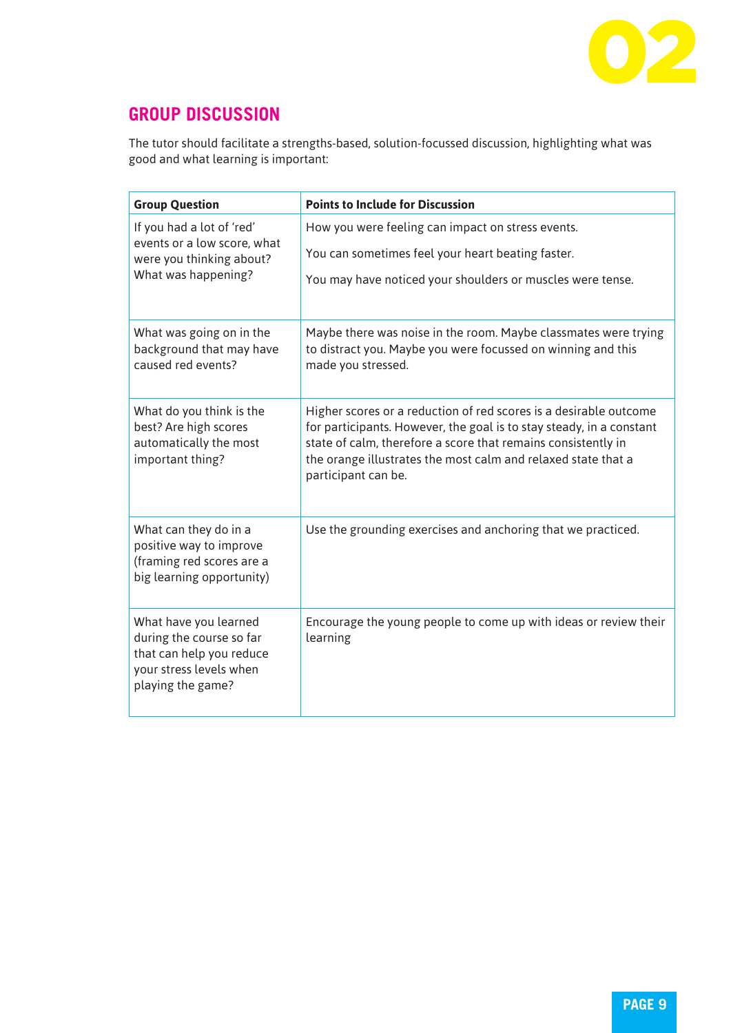## GROUP DISCUSSION

The tutor should facilitate a strengths-based, solution-focussed discussion, highlighting what was good and what learning is important:

| Group Question | Points to Include for Discussion |
|---|---|
| If you had a lot of 'red' events or a low score, what were you thinking about? What was happening? | How you were feeling can impact on stress events. You can sometimes feel your heart beating faster. You may have noticed your shoulders or muscles were tense. |
| What was going on in the background that may have caused red events? | Maybe there was noise in the room. Maybe classmates were trying to distract you. Maybe you were focussed on winning and this made you stressed. |
| What do you think is the best? Are high scores automatically the most important thing? | Higher scores or a reduction of red scores is a desirable outcome for participants. However, the goal is to stay steady, in a constant state of calm, therefore a score that remains consistently in the orange illustrates the most calm and relaxed state that a participant can be. |
| What can they do in a positive way to improve (framing red scores are a big learning opportunity) | Use the grounding exercises and anchoring that we practiced. |
| What have you learned during the course so far that can help you reduce your stress levels when playing the game? | Encourage the young people to come up with ideas or review their learning |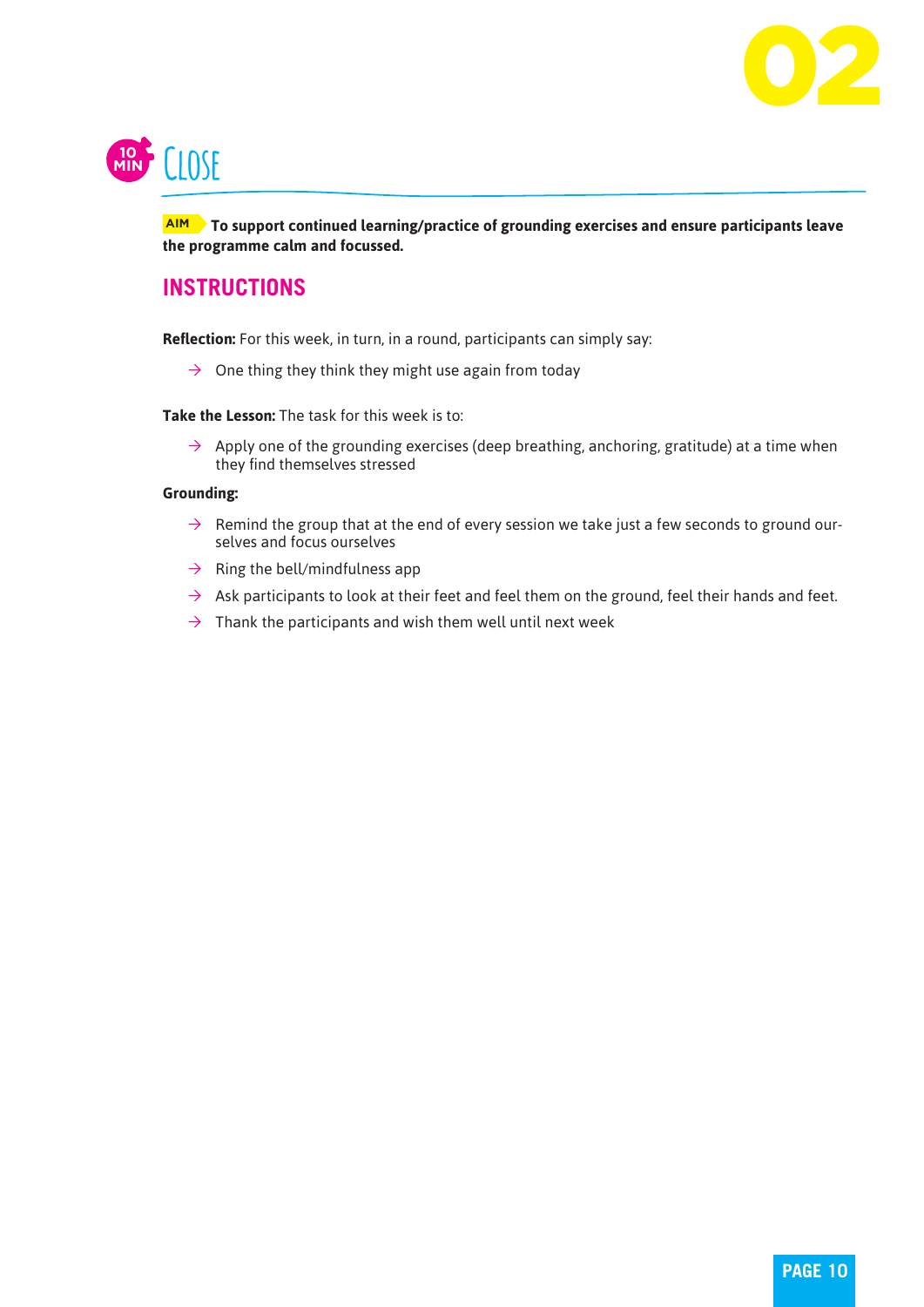## 10 MIN Close

**AIM** **To support continued learning/practice of grounding exercises and ensure participants leave the programme calm and focussed.**

### INSTRUCTIONS

**Reflection:** For this week, in turn, in a round, participants can simply say:

- One thing they think they might use again from today

**Take the Lesson:** The task for this week is to:

- Apply one of the grounding exercises (deep breathing, anchoring, gratitude) at a time when they find themselves stressed

**Grounding:**

- Remind the group that at the end of every session we take just a few seconds to ground ourselves and focus ourselves
- Ring the bell/mindfulness app
- Ask participants to look at their feet and feel them on the ground, feel their hands and feet.
- Thank the participants and wish them well until next week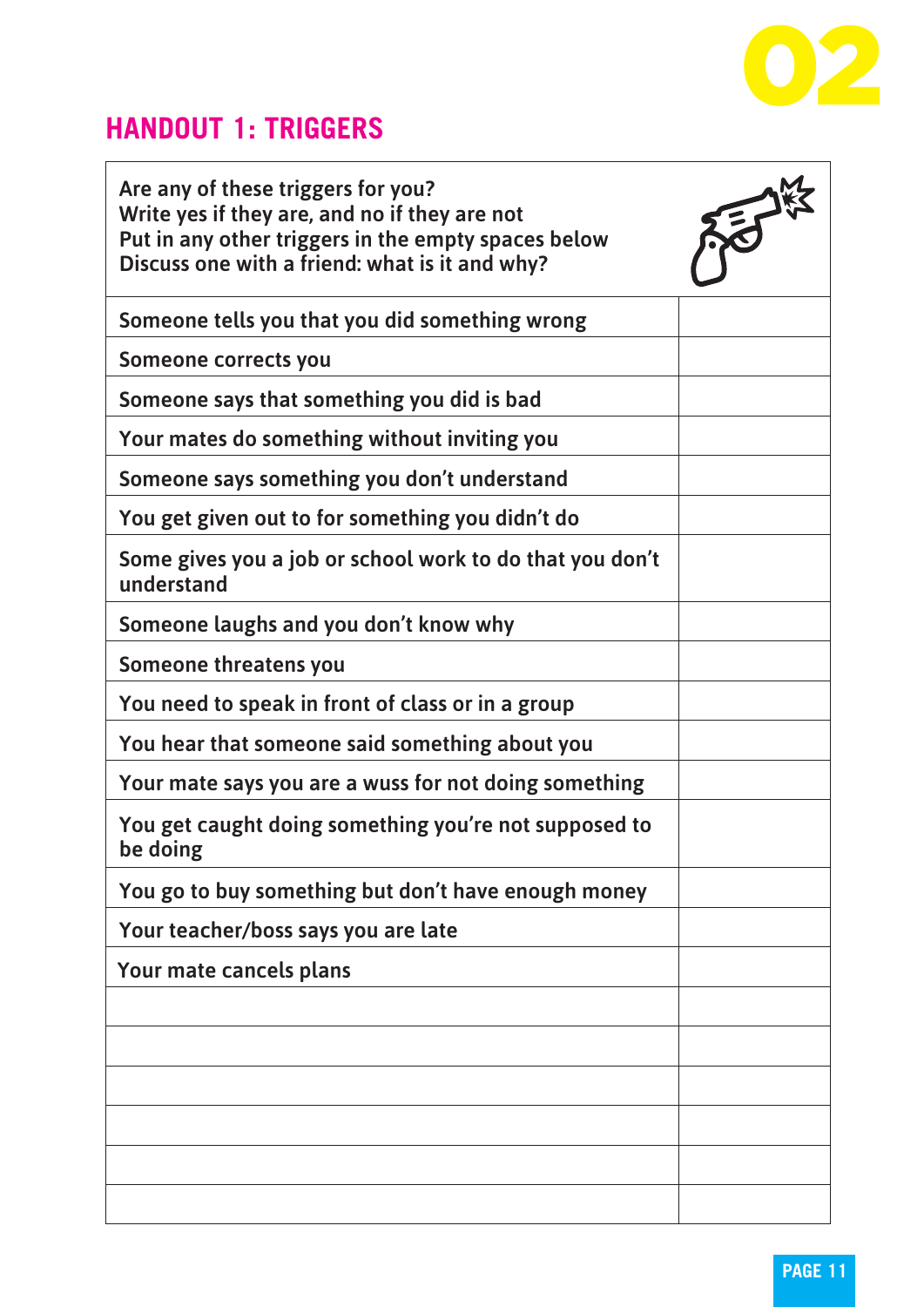## HANDOUT 1: TRIGGERS

| Are any of these triggers for you?<br>Write yes if they are, and no if they are not<br>Put in any other triggers in the empty spaces below<br>Discuss one with a friend: what is it and why? | |
|---|---|
| Someone tells you that you did something wrong | |
| Someone corrects you | |
| Someone says that something you did is bad | |
| Your mates do something without inviting you | |
| Someone says something you don't understand | |
| You get given out to for something you didn't do | |
| Some gives you a job or school work to do that you don't understand | |
| Someone laughs and you don't know why | |
| Someone threatens you | |
| You need to speak in front of class or in a group | |
| You hear that someone said something about you | |
| Your mate says you are a wuss for not doing something | |
| You get caught doing something you're not supposed to be doing | |
| You go to buy something but don't have enough money | |
| Your teacher/boss says you are late | |
| Your mate cancels plans | |
| | |
| | |
| | |
| | |
| | |
| | |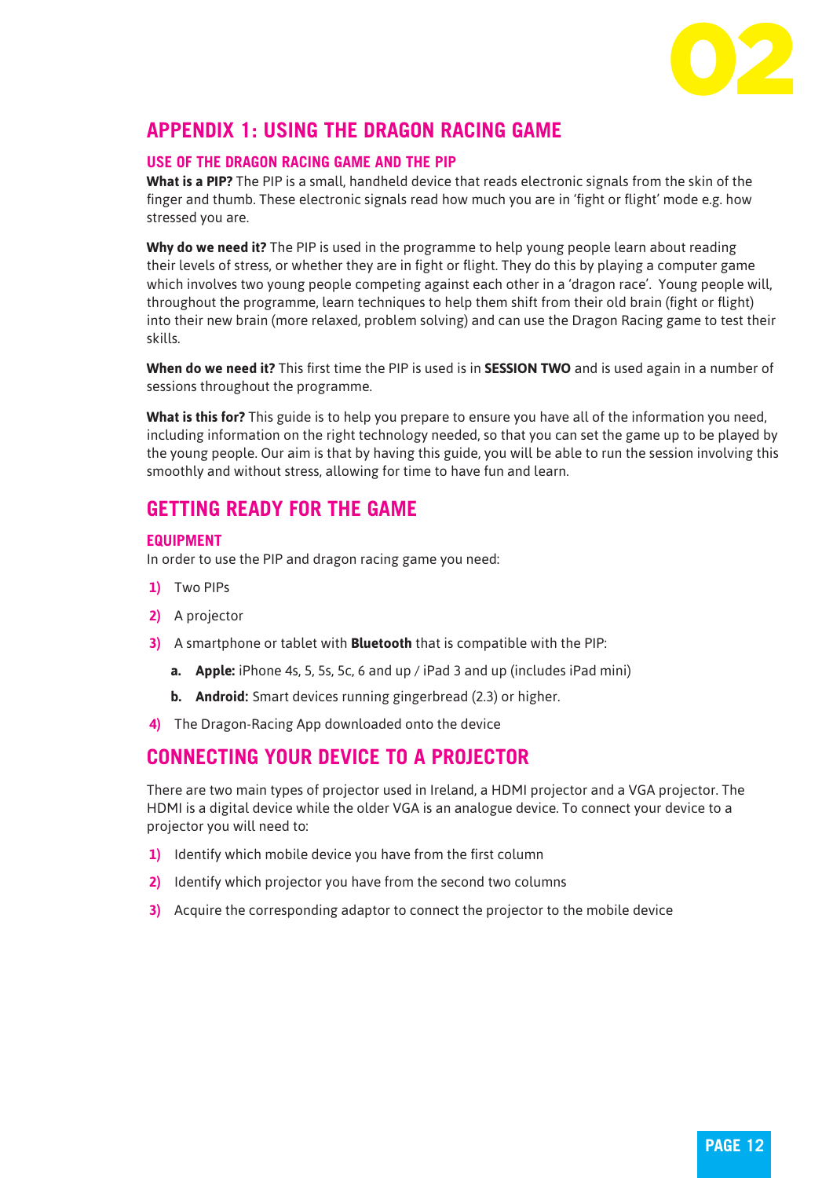## APPENDIX 1: USING THE DRAGON RACING GAME

### USE OF THE DRAGON RACING GAME AND THE PIP

**What is a PIP?** The PIP is a small, handheld device that reads electronic signals from the skin of the finger and thumb. These electronic signals read how much you are in 'fight or flight' mode e.g. how stressed you are.

**Why do we need it?** The PIP is used in the programme to help young people learn about reading their levels of stress, or whether they are in fight or flight. They do this by playing a computer game which involves two young people competing against each other in a 'dragon race'. Young people will, throughout the programme, learn techniques to help them shift from their old brain (fight or flight) into their new brain (more relaxed, problem solving) and can use the Dragon Racing game to test their skills.

**When do we need it?** This first time the PIP is used is in **SESSION TWO** and is used again in a number of sessions throughout the programme.

**What is this for?** This guide is to help you prepare to ensure you have all of the information you need, including information on the right technology needed, so that you can set the game up to be played by the young people. Our aim is that by having this guide, you will be able to run the session involving this smoothly and without stress, allowing for time to have fun and learn.

## GETTING READY FOR THE GAME

### EQUIPMENT

In order to use the PIP and dragon racing game you need:

1) Two PIPs
2) A projector
3) A smartphone or tablet with **Bluetooth** that is compatible with the PIP:
   a. **Apple:** iPhone 4s, 5, 5s, 5c, 6 and up / iPad 3 and up (includes iPad mini)
   b. **Android:** Smart devices running gingerbread (2.3) or higher.
4) The Dragon-Racing App downloaded onto the device

## CONNECTING YOUR DEVICE TO A PROJECTOR

There are two main types of projector used in Ireland, a HDMI projector and a VGA projector. The HDMI is a digital device while the older VGA is an analogue device. To connect your device to a projector you will need to:

1) Identify which mobile device you have from the first column
2) Identify which projector you have from the second two columns
3) Acquire the corresponding adaptor to connect the projector to the mobile device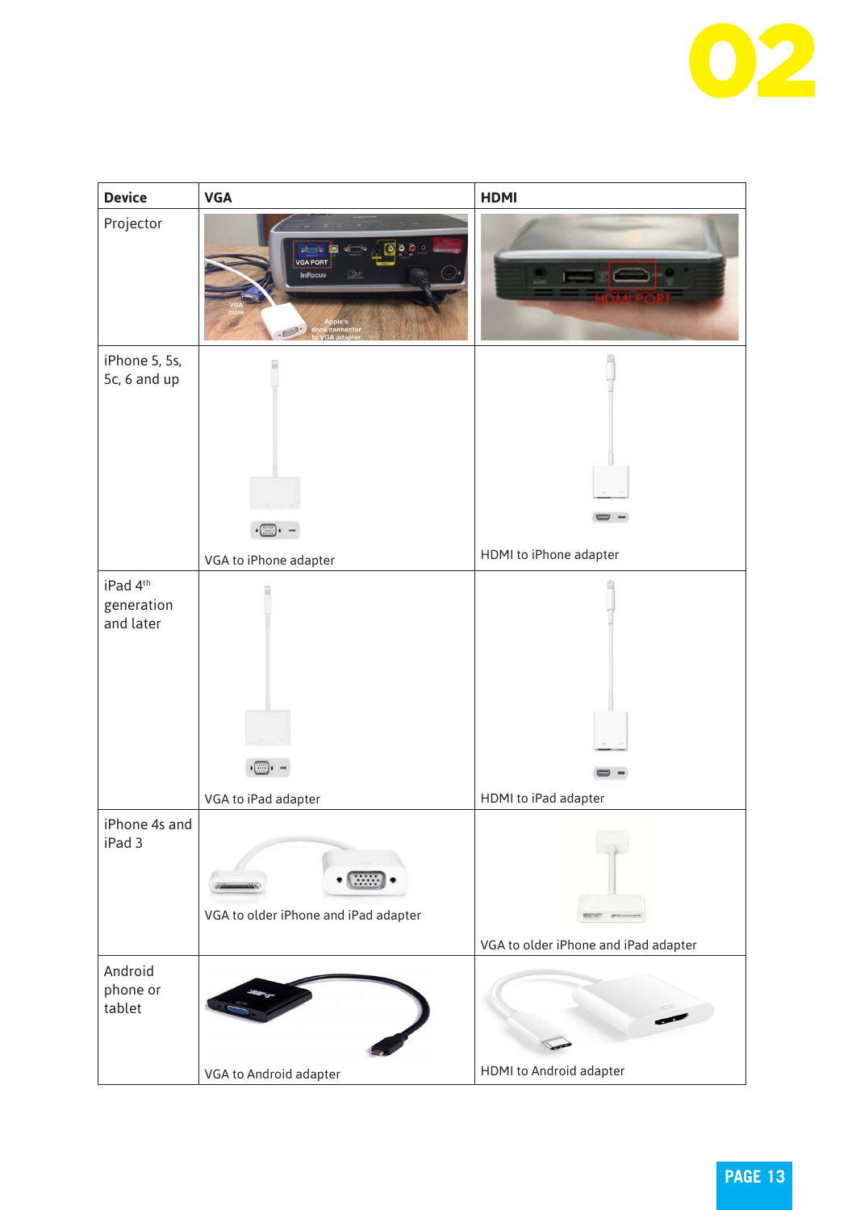| Device | VGA | HDMI |
|---|---|---|
| Projector | | |
| iPhone 5, 5s, 5c, 6 and up | VGA to iPhone adapter | HDMI to iPhone adapter |
| iPad 4th generation and later | VGA to iPad adapter | HDMI to iPad adapter |
| iPhone 4s and iPad 3 | VGA to older iPhone and iPad adapter | VGA to older iPhone and iPad adapter |
| Android phone or tablet | VGA to Android adapter | HDMI to Android adapter |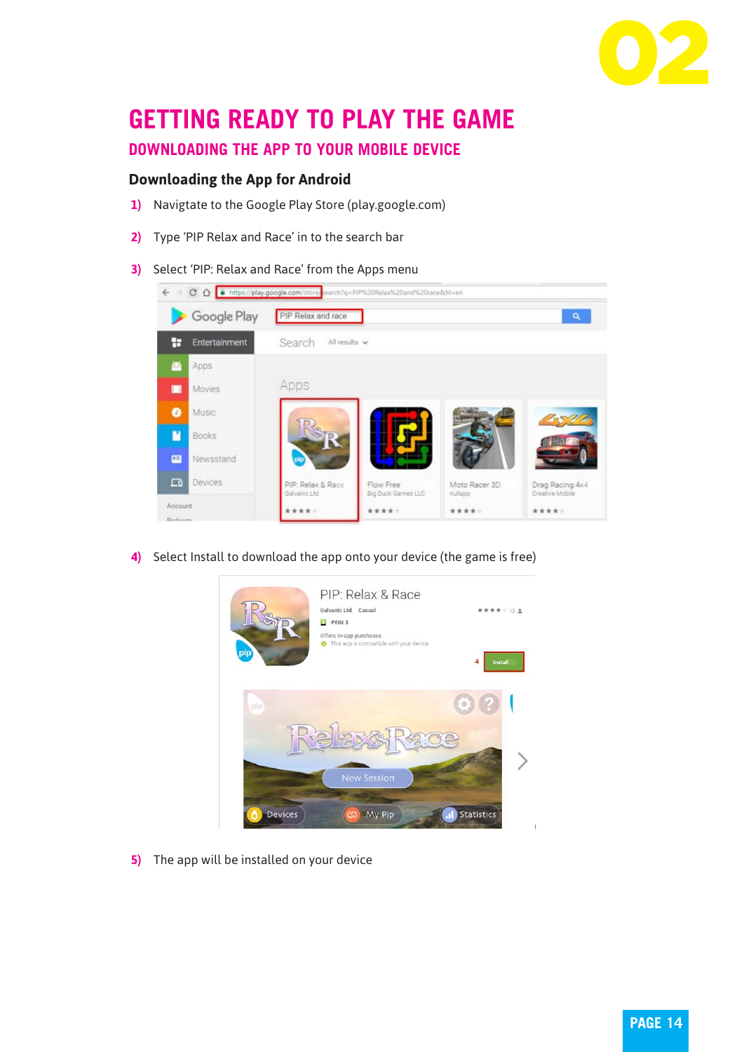# GETTING READY TO PLAY THE GAME

## DOWNLOADING THE APP TO YOUR MOBILE DEVICE

### Downloading the App for Android

1) Navigtate to the Google Play Store (play.google.com)

2) Type 'PIP Relax and Race' in to the search bar

3) Select 'PIP: Relax and Race' from the Apps menu

4) Select Install to download the app onto your device (the game is free)

5) The app will be installed on your device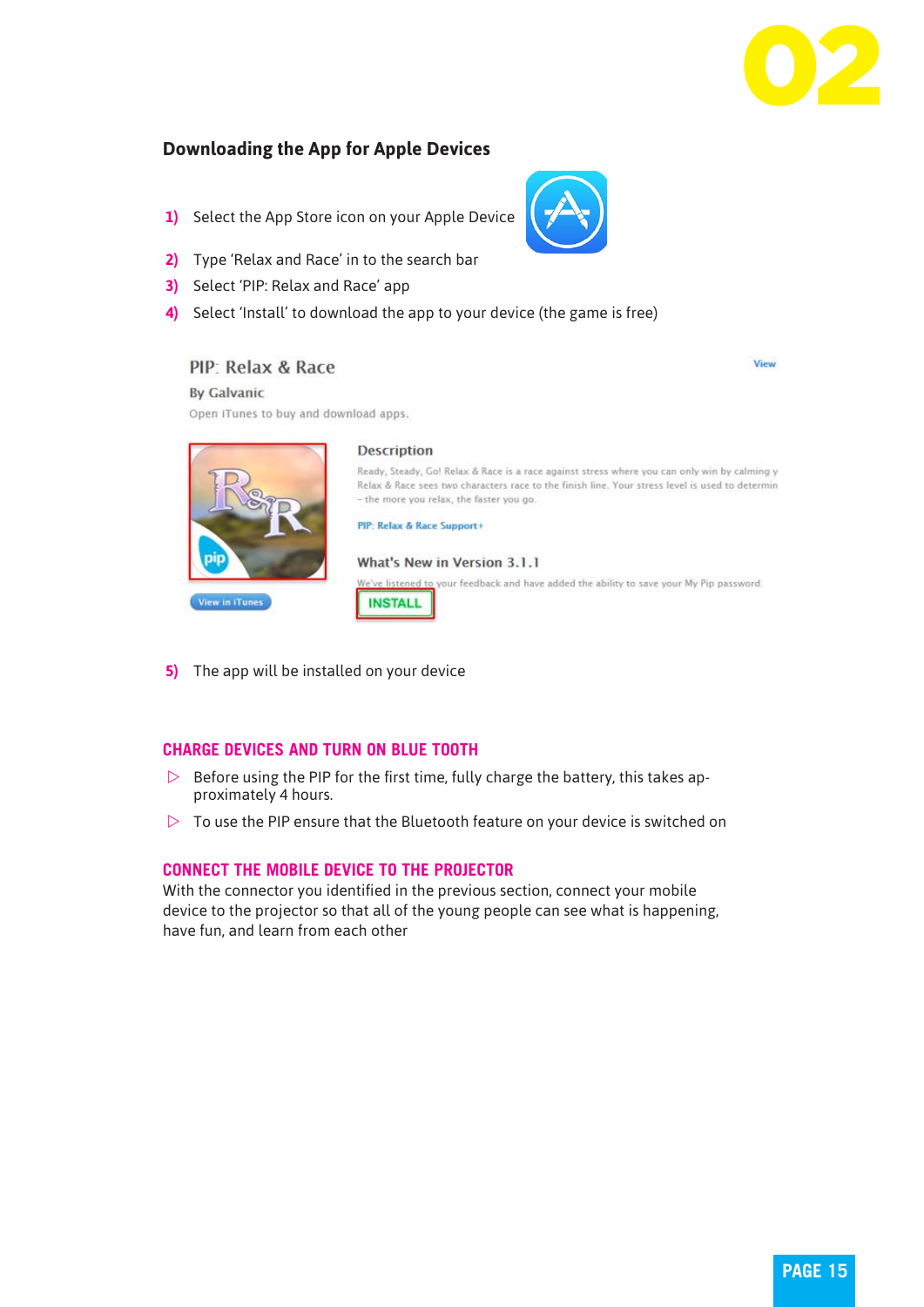## Downloading the App for Apple Devices

1) Select the App Store icon on your Apple Device
2) Type 'Relax and Race' in to the search bar
3) Select 'PIP: Relax and Race' app
4) Select 'Install' to download the app to your device (the game is free)

5) The app will be installed on your device

### CHARGE DEVICES AND TURN ON BLUE TOOTH

- Before using the PIP for the first time, fully charge the battery, this takes approximately 4 hours.
- To use the PIP ensure that the Bluetooth feature on your device is switched on

### CONNECT THE MOBILE DEVICE TO THE PROJECTOR

With the connector you identified in the previous section, connect your mobile device to the projector so that all of the young people can see what is happening, have fun, and learn from each other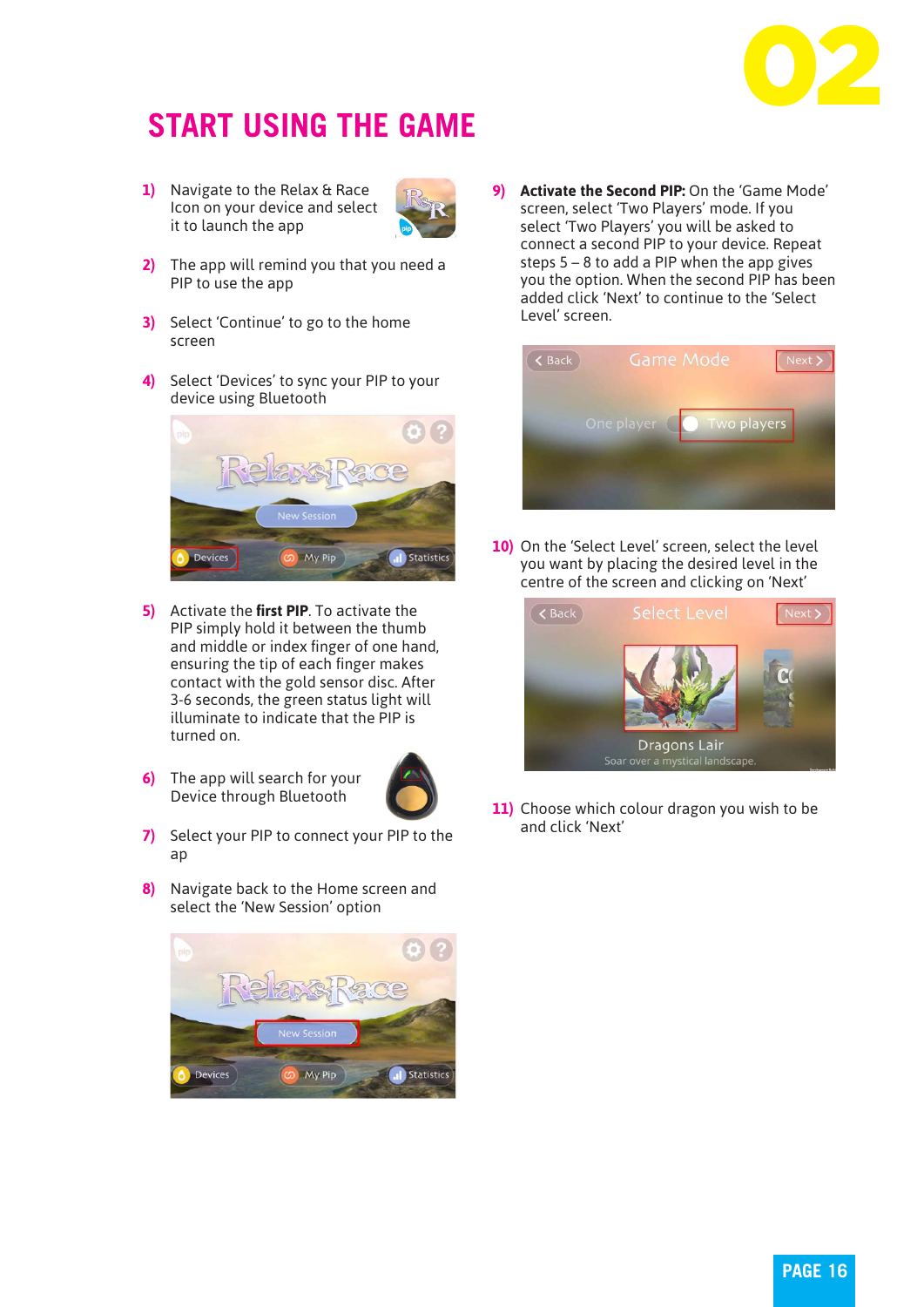# START USING THE GAME

1) Navigate to the Relax & Race Icon on your device and select it to launch the app

2) The app will remind you that you need a PIP to use the app

3) Select 'Continue' to go to the home screen

4) Select 'Devices' to sync your PIP to your device using Bluetooth

5) Activate the **first PIP**. To activate the PIP simply hold it between the thumb and middle or index finger of one hand, ensuring the tip of each finger makes contact with the gold sensor disc. After 3-6 seconds, the green status light will illuminate to indicate that the PIP is turned on.

6) The app will search for your Device through Bluetooth

7) Select your PIP to connect your PIP to the ap

8) Navigate back to the Home screen and select the 'New Session' option

9) **Activate the Second PIP:** On the 'Game Mode' screen, select 'Two Players' mode. If you select 'Two Players' you will be asked to connect a second PIP to your device. Repeat steps 5 – 8 to add a PIP when the app gives you the option. When the second PIP has been added click 'Next' to continue to the 'Select Level' screen.

10) On the 'Select Level' screen, select the level you want by placing the desired level in the centre of the screen and clicking on 'Next'

11) Choose which colour dragon you wish to be and click 'Next'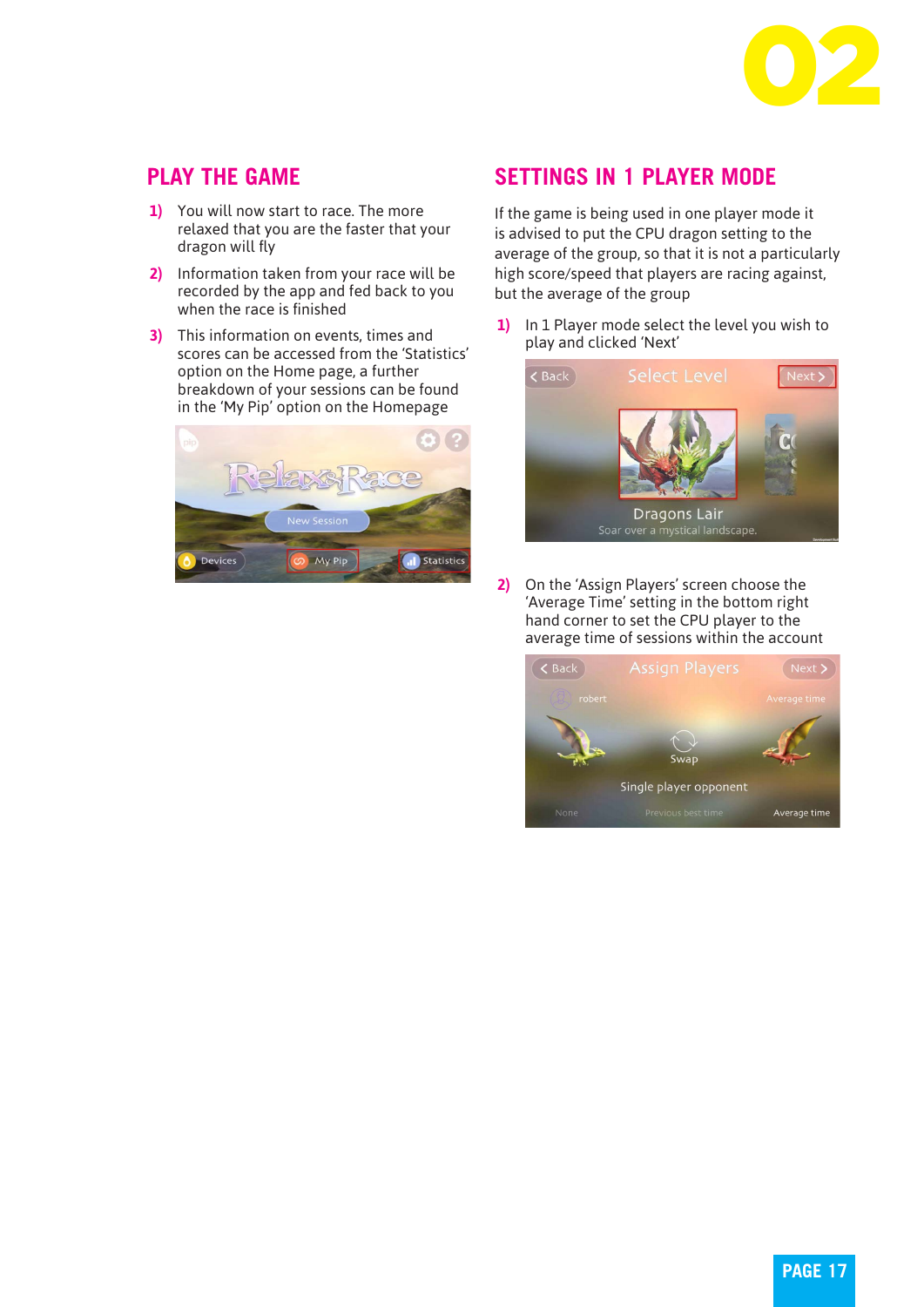## PLAY THE GAME

1) You will now start to race. The more relaxed that you are the faster that your dragon will fly
2) Information taken from your race will be recorded by the app and fed back to you when the race is finished
3) This information on events, times and scores can be accessed from the 'Statistics' option on the Home page, a further breakdown of your sessions can be found in the 'My Pip' option on the Homepage

## SETTINGS IN 1 PLAYER MODE

If the game is being used in one player mode it is advised to put the CPU dragon setting to the average of the group, so that it is not a particularly high score/speed that players are racing against, but the average of the group

1) In 1 Player mode select the level you wish to play and clicked 'Next'
2) On the 'Assign Players' screen choose the 'Average Time' setting in the bottom right hand corner to set the CPU player to the average time of sessions within the account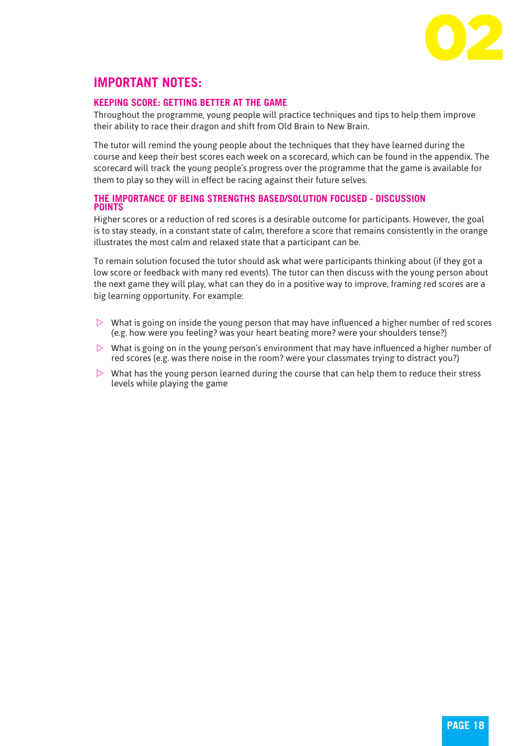## IMPORTANT NOTES:

### KEEPING SCORE: GETTING BETTER AT THE GAME

Throughout the programme, young people will practice techniques and tips to help them improve their ability to race their dragon and shift from Old Brain to New Brain.

The tutor will remind the young people about the techniques that they have learned during the course and keep their best scores each week on a scorecard, which can be found in the appendix. The scorecard will track the young people's progress over the programme that the game is available for them to play so they will in effect be racing against their future selves.

### THE IMPORTANCE OF BEING STRENGTHS BASED/SOLUTION FOCUSED - DISCUSSION POINTS

Higher scores or a reduction of red scores is a desirable outcome for participants. However, the goal is to stay steady, in a constant state of calm, therefore a score that remains consistently in the orange illustrates the most calm and relaxed state that a participant can be.

To remain solution focused the tutor should ask what were participants thinking about (if they got a low score or feedback with many red events). The tutor can then discuss with the young person about the next game they will play, what can they do in a positive way to improve, framing red scores are a big learning opportunity. For example:

- What is going on inside the young person that may have influenced a higher number of red scores (e.g. how were you feeling? was your heart beating more? were your shoulders tense?)
- What is going on in the young person's environment that may have influenced a higher number of red scores (e.g. was there noise in the room? were your classmates trying to distract you?)
- What has the young person learned during the course that can help them to reduce their stress levels while playing the game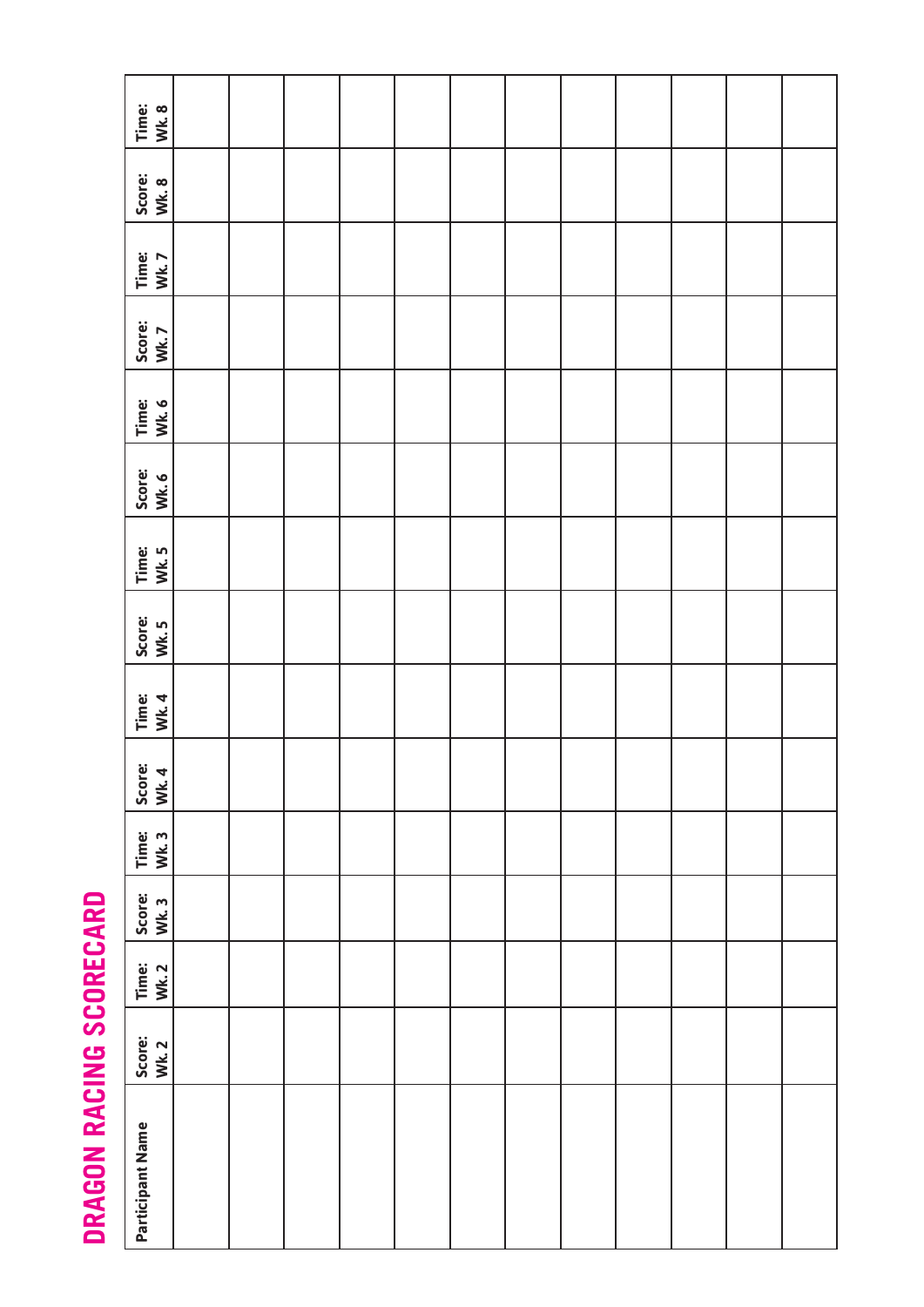# DRAGON RACING SCORECARD

| Participant Name | Score: Wk. 2 | Time: Wk. 2 | Score: Wk. 3 | Time: Wk. 3 | Score: Wk. 4 | Time: Wk. 4 | Score: Wk. 5 | Time: Wk. 5 | Score: Wk. 6 | Time: Wk. 6 | Score: Wk. 7 | Time: Wk. 7 | Score: Wk. 8 | Time: Wk. 8 |
|---|---|---|---|---|---|---|---|---|---|---|---|---|---|---|
| | | | | | | | | | | | | | | |
| | | | | | | | | | | | | | | |
| | | | | | | | | | | | | | | |
| | | | | | | | | | | | | | | |
| | | | | | | | | | | | | | | |
| | | | | | | | | | | | | | | |
| | | | | | | | | | | | | | | |
| | | | | | | | | | | | | | | |
| | | | | | | | | | | | | | | |
| | | | | | | | | | | | | | | |
| | | | | | | | | | | | | | | |
| | | | | | | | | | | | | | | |